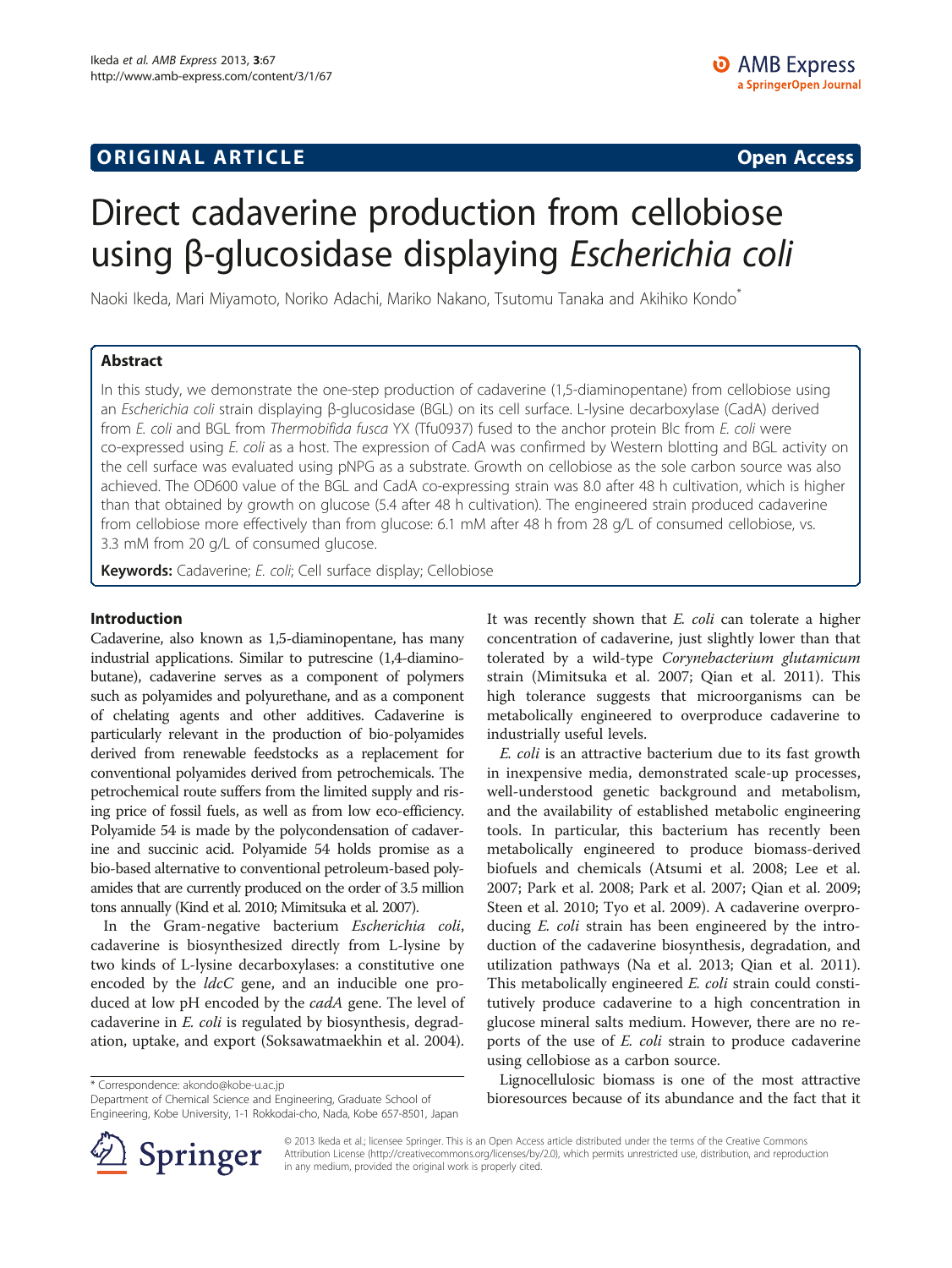## ORIGINAL ARTICLE

**Open Access**

# Direct cadaverine production from cellobiose using β-glucosidase displaying *Escherichia coli*

Naoki Ikeda, Mari Miyamoto, Noriko Adachi, Mariko Nakano, Tsutomu Tanaka and Akihiko Kondo*

## Abstract

In this study, we demonstrate the one-step production of cadaverine (1,5-diaminopentane) from cellobiose using an *Escherichia coli* strain displaying β-glucosidase (BGL) on its cell surface. L-lysine decarboxylase (CadA) derived from *E. coli* and BGL from *Thermobifida fusca* YX (Tfu0937) fused to the anchor protein Blc from *E. coli* were co-expressed using *E. coli* as a host. The expression of CadA was confirmed by Western blotting and BGL activity on the cell surface was evaluated using pNPG as a substrate. Growth on cellobiose as the sole carbon source was also achieved. The OD600 value of the BGL and CadA co-expressing strain was 8.0 after 48 h cultivation, which is higher than that obtained by growth on glucose (5.4 after 48 h cultivation). The engineered strain produced cadaverine from cellobiose more effectively than from glucose: 6.1 mM after 48 h from 28 g/L of consumed cellobiose, vs. 3.3 mM from 20 g/L of consumed glucose.

**Keywords:** Cadaverine; *E. coli*; Cell surface display; Cellobiose

## Introduction

Cadaverine, also known as 1,5-diaminopentane, has many industrial applications. Similar to putrescine (1,4-diaminobutane), cadaverine serves as a component of polymers such as polyamides and polyurethane, and as a component of chelating agents and other additives. Cadaverine is particularly relevant in the production of bio-polyamides derived from renewable feedstocks as a replacement for conventional polyamides derived from petrochemicals. The petrochemical route suffers from the limited supply and rising price of fossil fuels, as well as from low eco-efficiency. Polyamide 54 is made by the polycondensation of cadaverine and succinic acid. Polyamide 54 holds promise as a bio-based alternative to conventional petroleum-based polyamides that are currently produced on the order of 3.5 million tons annually (Kind et al. 2010; Mimitsuka et al. 2007).

In the Gram-negative bacterium *Escherichia coli*, cadaverine is biosynthesized directly from L-lysine by two kinds of L-lysine decarboxylases: a constitutive one encoded by the *ldcC* gene, and an inducible one produced at low pH encoded by the *cadA* gene. The level of cadaverine in *E. coli* is regulated by biosynthesis, degradation, uptake, and export (Soksawatmaekhin et al. 2004).

It was recently shown that *E. coli* can tolerate a higher concentration of cadaverine, just slightly lower than that tolerated by a wild-type *Corynebacterium glutamicum* strain (Mimitsuka et al. 2007; Qian et al. 2011). This high tolerance suggests that microorganisms can be metabolically engineered to overproduce cadaverine to industrially useful levels.

*E. coli* is an attractive bacterium due to its fast growth in inexpensive media, demonstrated scale-up processes, well-understood genetic background and metabolism, and the availability of established metabolic engineering tools. In particular, this bacterium has recently been metabolically engineered to produce biomass-derived biofuels and chemicals (Atsumi et al. 2008; Lee et al. 2007; Park et al. 2008; Park et al. 2007; Qian et al. 2009; Steen et al. 2010; Tyo et al. 2009). A cadaverine overproducing *E. coli* strain has been engineered by the introduction of the cadaverine biosynthesis, degradation, and utilization pathways (Na et al. 2013; Qian et al. 2011). This metabolically engineered *E. coli* strain could constitutively produce cadaverine to a high concentration in glucose mineral salts medium. However, there are no reports of the use of *E. coli* strain to produce cadaverine using cellobiose as a carbon source.

Lignocellulosic biomass is one of the most attractive bioresources because of its abundance and the fact that it

\* Correspondence: akondo@kobe-u.ac.jp
Department of Chemical Science and Engineering, Graduate School of Engineering, Kobe University, 1-1 Rokkodai-cho, Nada, Kobe 657-8501, Japan

© 2013 Ikeda et al.; licensee Springer. This is an Open Access article distributed under the terms of the Creative Commons Attribution License (http://creativecommons.org/licenses/by/2.0), which permits unrestricted use, distribution, and reproduction in any medium, provided the original work is properly cited.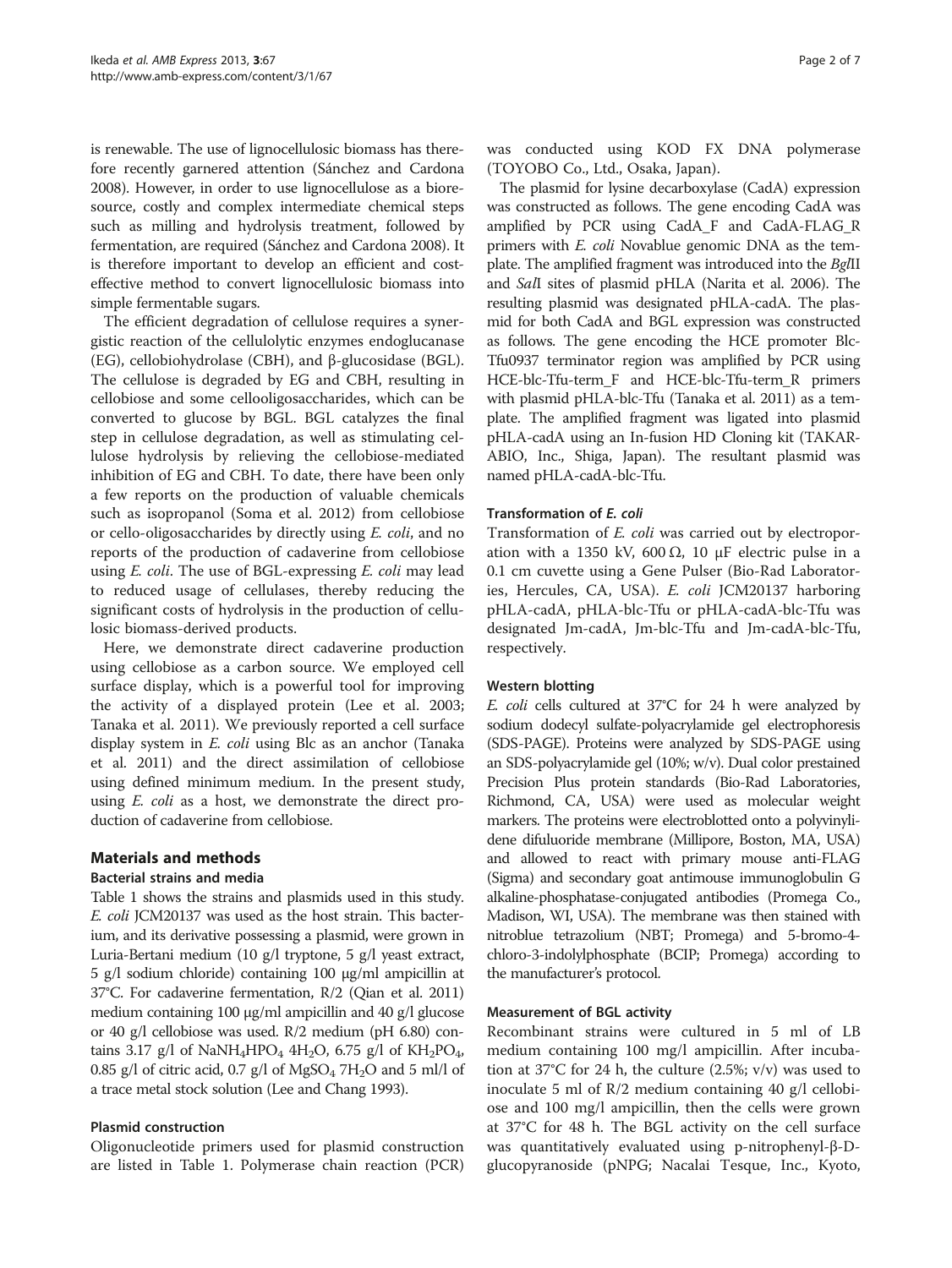is renewable. The use of lignocellulosic biomass has therefore recently garnered attention (Sánchez and Cardona 2008). However, in order to use lignocellulose as a bioresource, costly and complex intermediate chemical steps such as milling and hydrolysis treatment, followed by fermentation, are required (Sánchez and Cardona 2008). It is therefore important to develop an efficient and cost-effective method to convert lignocellulosic biomass into simple fermentable sugars.

The efficient degradation of cellulose requires a synergistic reaction of the cellulolytic enzymes endoglucanase (EG), cellobiohydrolase (CBH), and β-glucosidase (BGL). The cellulose is degraded by EG and CBH, resulting in cellobiose and some cellooligosaccharides, which can be converted to glucose by BGL. BGL catalyzes the final step in cellulose degradation, as well as stimulating cellulose hydrolysis by relieving the cellobiose-mediated inhibition of EG and CBH. To date, there have been only a few reports on the production of valuable chemicals such as isopropanol (Soma et al. 2012) from cellobiose or cello-oligosaccharides by directly using *E. coli*, and no reports of the production of cadaverine from cellobiose using *E. coli*. The use of BGL-expressing *E. coli* may lead to reduced usage of cellulases, thereby reducing the significant costs of hydrolysis in the production of cellulosic biomass-derived products.

Here, we demonstrate direct cadaverine production using cellobiose as a carbon source. We employed cell surface display, which is a powerful tool for improving the activity of a displayed protein (Lee et al. 2003; Tanaka et al. 2011). We previously reported a cell surface display system in *E. coli* using Blc as an anchor (Tanaka et al. 2011) and the direct assimilation of cellobiose using defined minimum medium. In the present study, using *E. coli* as a host, we demonstrate the direct production of cadaverine from cellobiose.

## Materials and methods

### Bacterial strains and media

Table 1 shows the strains and plasmids used in this study. *E. coli* JCM20137 was used as the host strain. This bacterium, and its derivative possessing a plasmid, were grown in Luria-Bertani medium (10 g/l tryptone, 5 g/l yeast extract, 5 g/l sodium chloride) containing 100 μg/ml ampicillin at 37°C. For cadaverine fermentation, R/2 (Qian et al. 2011) medium containing 100 μg/ml ampicillin and 40 g/l glucose or 40 g/l cellobiose was used. R/2 medium (pH 6.80) contains 3.17 g/l of $NaNH_4HPO_4$ $4H_2O$, 6.75 g/l of $KH_2PO_4$, 0.85 g/l of citric acid, 0.7 g/l of $MgSO_4$ $7H_2O$ and 5 ml/l of a trace metal stock solution (Lee and Chang 1993).

### Plasmid construction

Oligonucleotide primers used for plasmid construction are listed in Table 1. Polymerase chain reaction (PCR) was conducted using KOD FX DNA polymerase (TOYOBO Co., Ltd., Osaka, Japan).

The plasmid for lysine decarboxylase (CadA) expression was constructed as follows. The gene encoding CadA was amplified by PCR using CadA_F and CadA-FLAG_R primers with *E. coli* Novablue genomic DNA as the template. The amplified fragment was introduced into the *Bgl*II and *Sal*I sites of plasmid pHLA (Narita et al. 2006). The resulting plasmid was designated pHLA-cadA. The plasmid for both CadA and BGL expression was constructed as follows. The gene encoding the HCE promoter Blc-Tfu0937 terminator region was amplified by PCR using HCE-blc-Tfu-term_F and HCE-blc-Tfu-term_R primers with plasmid pHLA-blc-Tfu (Tanaka et al. 2011) as a template. The amplified fragment was ligated into plasmid pHLA-cadA using an In-fusion HD Cloning kit (TAKARABIO, Inc., Shiga, Japan). The resultant plasmid was named pHLA-cadA-blc-Tfu.

### Transformation of *E. coli*

Transformation of *E. coli* was carried out by electroporation with a 1350 kV, 600 Ω, 10 μF electric pulse in a 0.1 cm cuvette using a Gene Pulser (Bio-Rad Laboratories, Hercules, CA, USA). *E. coli* JCM20137 harboring pHLA-cadA, pHLA-blc-Tfu or pHLA-cadA-blc-Tfu was designated Jm-cadA, Jm-blc-Tfu and Jm-cadA-blc-Tfu, respectively.

### Western blotting

*E. coli* cells cultured at 37°C for 24 h were analyzed by sodium dodecyl sulfate-polyacrylamide gel electrophoresis (SDS-PAGE). Proteins were analyzed by SDS-PAGE using an SDS-polyacrylamide gel (10%; w/v). Dual color prestained Precision Plus protein standards (Bio-Rad Laboratories, Richmond, CA, USA) were used as molecular weight markers. The proteins were electroblotted onto a polyvinylidene difuluoride membrane (Millipore, Boston, MA, USA) and allowed to react with primary mouse anti-FLAG (Sigma) and secondary goat antimouse immunoglobulin G alkaline-phosphatase-conjugated antibodies (Promega Co., Madison, WI, USA). The membrane was then stained with nitroblue tetrazolium (NBT; Promega) and 5-bromo-4-chloro-3-indolylphosphate (BCIP; Promega) according to the manufacturer's protocol.

### Measurement of BGL activity

Recombinant strains were cultured in 5 ml of LB medium containing 100 mg/l ampicillin. After incubation at 37°C for 24 h, the culture (2.5%; v/v) was used to inoculate 5 ml of R/2 medium containing 40 g/l cellobiose and 100 mg/l ampicillin, then the cells were grown at 37°C for 48 h. The BGL activity on the cell surface was quantitatively evaluated using p-nitrophenyl-β-D-glucopyranoside (pNPG; Nacalai Tesque, Inc., Kyoto,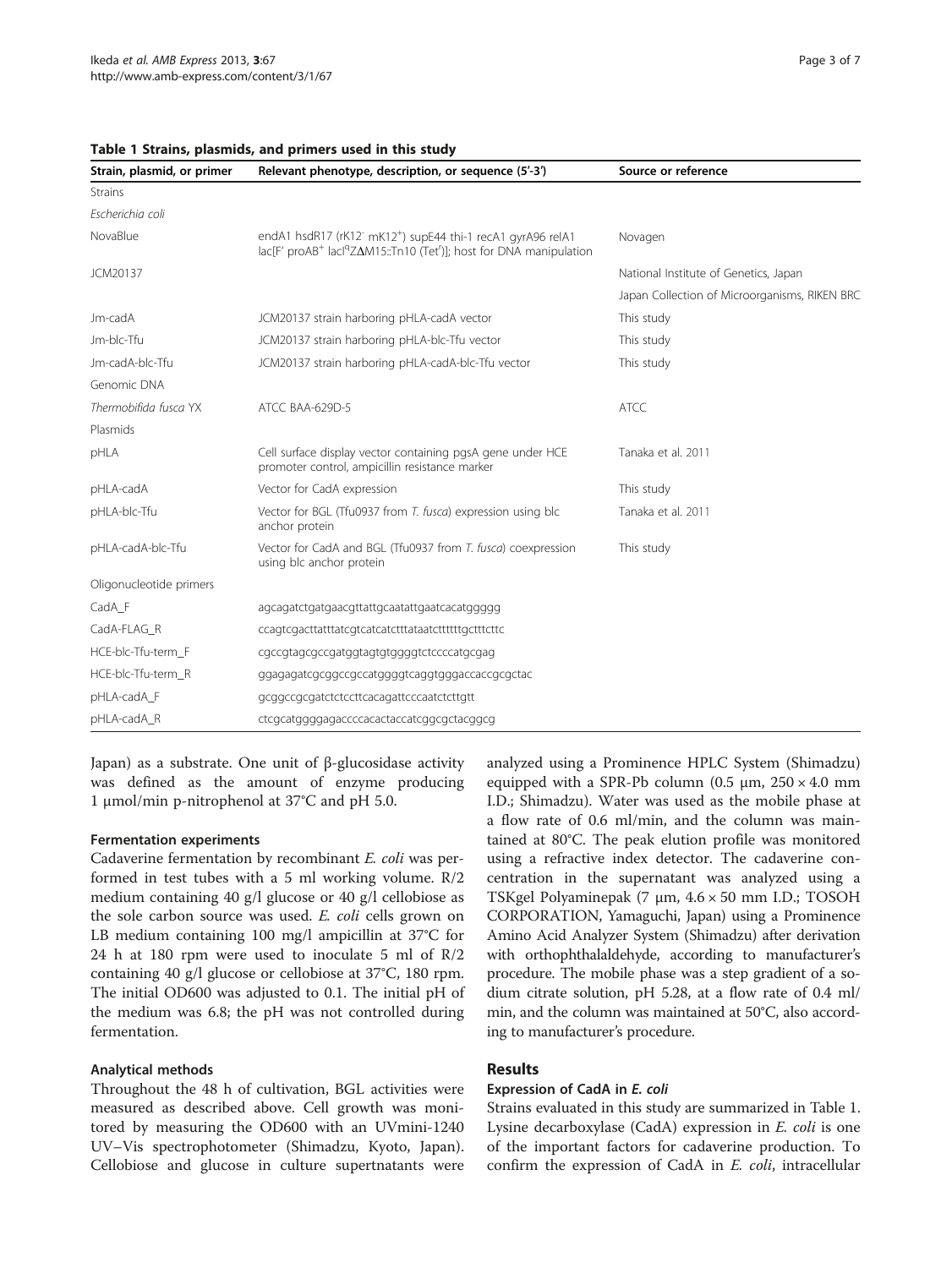**Table 1 Strains, plasmids, and primers used in this study**

| Strain, plasmid, or primer | Relevant phenotype, description, or sequence (5′-3′) | Source or reference |
|---|---|---|
| Strains | | |
| *Escherichia coli* | | |
| NovaBlue | endA1 hsdR17 ($rK12^-$ $mK12^+$) supE44 thi-1 recA1 gyrA96 relA1 lac[F′ $proAB^+$ $lacI^qZ\Delta M15$::Tn10 ($Tet^r$)]; host for DNA manipulation | Novagen |
| JCM20137 | | National Institute of Genetics, Japan |
| | | Japan Collection of Microorganisms, RIKEN BRC |
| Jm-cadA | JCM20137 strain harboring pHLA-cadA vector | This study |
| Jm-blc-Tfu | JCM20137 strain harboring pHLA-blc-Tfu vector | This study |
| Jm-cadA-blc-Tfu | JCM20137 strain harboring pHLA-cadA-blc-Tfu vector | This study |
| Genomic DNA | | |
| *Thermobifida fusca* YX | ATCC BAA-629D-5 | ATCC |
| Plasmids | | |
| pHLA | Cell surface display vector containing pgsA gene under HCE promoter control, ampicillin resistance marker | Tanaka et al. 2011 |
| pHLA-cadA | Vector for CadA expression | This study |
| pHLA-blc-Tfu | Vector for BGL (Tfu0937 from *T. fusca*) expression using blc anchor protein | Tanaka et al. 2011 |
| pHLA-cadA-blc-Tfu | Vector for CadA and BGL (Tfu0937 from *T. fusca*) coexpression using blc anchor protein | This study |
| Oligonucleotide primers | | |
| CadA_F | agcagatctgatgaacgttattgcaatattgaatcacatggggg | |
| CadA-FLAG_R | ccagtcgacttatttatcgtcatcatctttataatcttttttgctttcttc | |
| HCE-blc-Tfu-term_F | cgccgtagcgccgatggtagtgtggggtctccccatgcgag | |
| HCE-blc-Tfu-term_R | ggagagatcgcggccgccatggggtcaggtgggaccaccgcgctac | |
| pHLA-cadA_F | gcggccgcgatctctccttcacagattcccaatctcttgtt | |
| pHLA-cadA_R | ctcgcatggggagaccccacactaccatcggcgctacggcg | |

Japan) as a substrate. One unit of β-glucosidase activity was defined as the amount of enzyme producing 1 μmol/min p-nitrophenol at 37°C and pH 5.0.

#### Fermentation experiments

Cadaverine fermentation by recombinant *E. coli* was performed in test tubes with a 5 ml working volume. R/2 medium containing 40 g/l glucose or 40 g/l cellobiose as the sole carbon source was used. *E. coli* cells grown on LB medium containing 100 mg/l ampicillin at 37°C for 24 h at 180 rpm were used to inoculate 5 ml of R/2 containing 40 g/l glucose or cellobiose at 37°C, 180 rpm. The initial OD600 was adjusted to 0.1. The initial pH of the medium was 6.8; the pH was not controlled during fermentation.

#### Analytical methods

Throughout the 48 h of cultivation, BGL activities were measured as described above. Cell growth was monitored by measuring the OD600 with an UVmini-1240 UV–Vis spectrophotometer (Shimadzu, Kyoto, Japan). Cellobiose and glucose in culture supernatants were analyzed using a Prominence HPLC System (Shimadzu) equipped with a SPR-Pb column (0.5 μm, 250 × 4.0 mm I.D.; Shimadzu). Water was used as the mobile phase at a flow rate of 0.6 ml/min, and the column was maintained at 80°C. The peak elution profile was monitored using a refractive index detector. The cadaverine concentration in the supernatant was analyzed using a TSKgel Polyaminepak (7 μm, 4.6 × 50 mm I.D.; TOSOH CORPORATION, Yamaguchi, Japan) using a Prominence Amino Acid Analyzer System (Shimadzu) after derivation with orthophthalaldehyde, according to manufacturer's procedure. The mobile phase was a step gradient of a sodium citrate solution, pH 5.28, at a flow rate of 0.4 ml/min, and the column was maintained at 50°C, also according to manufacturer's procedure.

## Results

#### Expression of CadA in *E. coli*

Strains evaluated in this study are summarized in Table 1. Lysine decarboxylase (CadA) expression in *E. coli* is one of the important factors for cadaverine production. To confirm the expression of CadA in *E. coli*, intracellular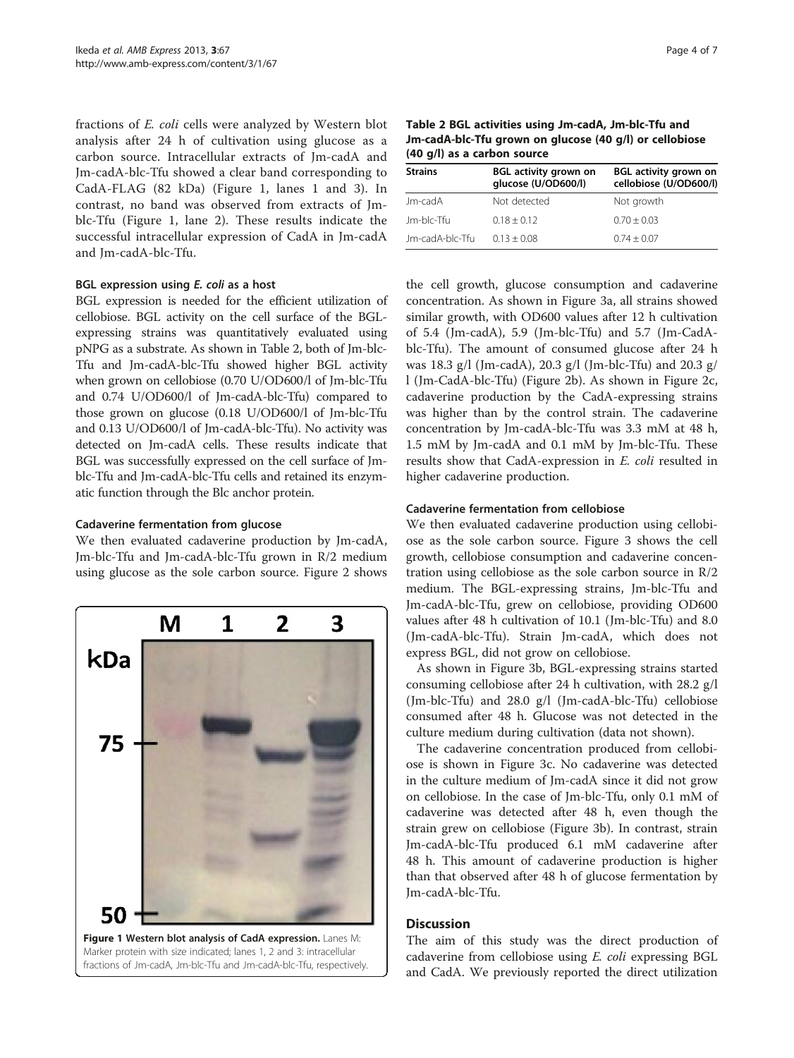fractions of *E. coli* cells were analyzed by Western blot analysis after 24 h of cultivation using glucose as a carbon source. Intracellular extracts of Jm-cadA and Jm-cadA-blc-Tfu showed a clear band corresponding to CadA-FLAG (82 kDa) (Figure 1, lanes 1 and 3). In contrast, no band was observed from extracts of Jm-blc-Tfu (Figure 1, lane 2). These results indicate the successful intracellular expression of CadA in Jm-cadA and Jm-cadA-blc-Tfu.

### BGL expression using *E. coli* as a host

BGL expression is needed for the efficient utilization of cellobiose. BGL activity on the cell surface of the BGL-expressing strains was quantitatively evaluated using pNPG as a substrate. As shown in Table 2, both of Jm-blc-Tfu and Jm-cadA-blc-Tfu showed higher BGL activity when grown on cellobiose (0.70 U/OD600/l of Jm-blc-Tfu and 0.74 U/OD600/l of Jm-cadA-blc-Tfu) compared to those grown on glucose (0.18 U/OD600/l of Jm-blc-Tfu and 0.13 U/OD600/l of Jm-cadA-blc-Tfu). No activity was detected on Jm-cadA cells. These results indicate that BGL was successfully expressed on the cell surface of Jm-blc-Tfu and Jm-cadA-blc-Tfu cells and retained its enzymatic function through the Blc anchor protein.

### Cadaverine fermentation from glucose

We then evaluated cadaverine production by Jm-cadA, Jm-blc-Tfu and Jm-cadA-blc-Tfu grown in R/2 medium using glucose as the sole carbon source. Figure 2 shows the cell growth, glucose consumption and cadaverine concentration. As shown in Figure 3a, all strains showed similar growth, with OD600 values after 12 h cultivation of 5.4 (Jm-cadA), 5.9 (Jm-blc-Tfu) and 5.7 (Jm-CadA-blc-Tfu). The amount of consumed glucose after 24 h was 18.3 g/l (Jm-cadA), 20.3 g/l (Jm-blc-Tfu) and 20.3 g/l (Jm-CadA-blc-Tfu) (Figure 2b). As shown in Figure 2c, cadaverine production by the CadA-expressing strains was higher than by the control strain. The cadaverine concentration by Jm-cadA-blc-Tfu was 3.3 mM at 48 h, 1.5 mM by Jm-cadA and 0.1 mM by Jm-blc-Tfu. These results show that CadA-expression in *E. coli* resulted in higher cadaverine production.

**Table 2 BGL activities using Jm-cadA, Jm-blc-Tfu and Jm-cadA-blc-Tfu grown on glucose (40 g/l) or cellobiose (40 g/l) as a carbon source**

| Strains | BGL activity grown on glucose (U/OD600/l) | BGL activity grown on cellobiose (U/OD600/l) |
|---|---|---|
| Jm-cadA | Not detected | Not growth |
| Jm-blc-Tfu | 0.18 ± 0.12 | 0.70 ± 0.03 |
| Jm-cadA-blc-Tfu | 0.13 ± 0.08 | 0.74 ± 0.07 |

**Figure 1 Western blot analysis of CadA expression.** Lanes M: Marker protein with size indicated; lanes 1, 2 and 3: intracellular fractions of Jm-cadA, Jm-blc-Tfu and Jm-cadA-blc-Tfu, respectively.

### Cadaverine fermentation from cellobiose

We then evaluated cadaverine production using cellobiose as the sole carbon source. Figure 3 shows the cell growth, cellobiose consumption and cadaverine concentration using cellobiose as the sole carbon source in R/2 medium. The BGL-expressing strains, Jm-blc-Tfu and Jm-cadA-blc-Tfu, grew on cellobiose, providing OD600 values after 48 h cultivation of 10.1 (Jm-blc-Tfu) and 8.0 (Jm-cadA-blc-Tfu). Strain Jm-cadA, which does not express BGL, did not grow on cellobiose.

As shown in Figure 3b, BGL-expressing strains started consuming cellobiose after 24 h cultivation, with 28.2 g/l (Jm-blc-Tfu) and 28.0 g/l (Jm-cadA-blc-Tfu) cellobiose consumed after 48 h. Glucose was not detected in the culture medium during cultivation (data not shown).

The cadaverine concentration produced from cellobiose is shown in Figure 3c. No cadaverine was detected in the culture medium of Jm-cadA since it did not grow on cellobiose. In the case of Jm-blc-Tfu, only 0.1 mM of cadaverine was detected after 48 h, even though the strain grew on cellobiose (Figure 3b). In contrast, strain Jm-cadA-blc-Tfu produced 6.1 mM cadaverine after 48 h. This amount of cadaverine production is higher than that observed after 48 h of glucose fermentation by Jm-cadA-blc-Tfu.

## Discussion

The aim of this study was the direct production of cadaverine from cellobiose using *E. coli* expressing BGL and CadA. We previously reported the direct utilization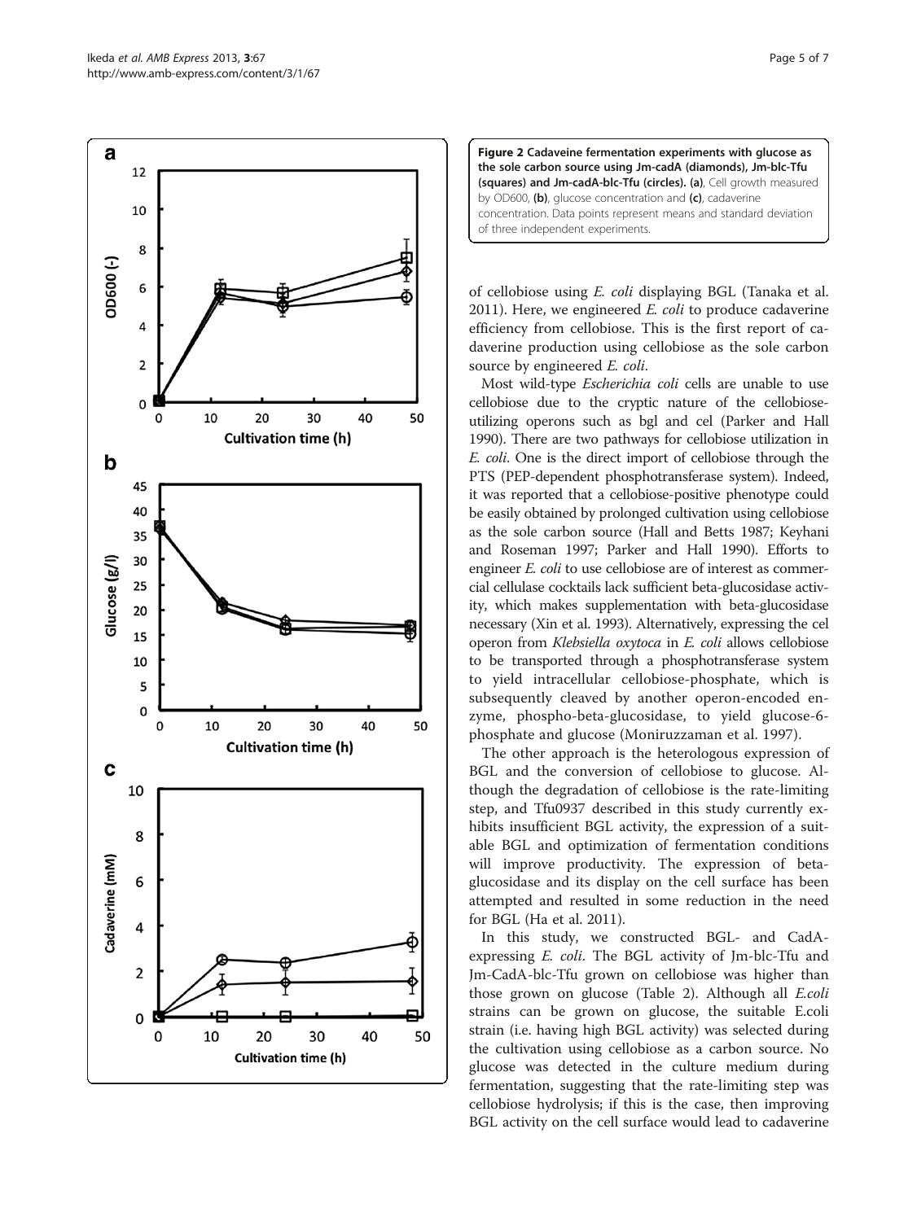**Figure 2 Cadaveine fermentation experiments with glucose as the sole carbon source using Jm-cadA (diamonds), Jm-blc-Tfu (squares) and Jm-cadA-blc-Tfu (circles). (a)**, Cell growth measured by OD600, **(b)**, glucose concentration and **(c)**, cadaverine concentration. Data points represent means and standard deviation of three independent experiments.

of cellobiose using *E. coli* displaying BGL (Tanaka et al. 2011). Here, we engineered *E. coli* to produce cadaverine efficiency from cellobiose. This is the first report of cadaverine production using cellobiose as the sole carbon source by engineered *E. coli*.

Most wild-type *Escherichia coli* cells are unable to use cellobiose due to the cryptic nature of the cellobiose-utilizing operons such as bgl and cel (Parker and Hall 1990). There are two pathways for cellobiose utilization in *E. coli*. One is the direct import of cellobiose through the PTS (PEP-dependent phosphotransferase system). Indeed, it was reported that a cellobiose-positive phenotype could be easily obtained by prolonged cultivation using cellobiose as the sole carbon source (Hall and Betts 1987; Keyhani and Roseman 1997; Parker and Hall 1990). Efforts to engineer *E. coli* to use cellobiose are of interest as commercial cellulase cocktails lack sufficient beta-glucosidase activity, which makes supplementation with beta-glucosidase necessary (Xin et al. 1993). Alternatively, expressing the cel operon from *Klebsiella oxytoca* in *E. coli* allows cellobiose to be transported through a phosphotransferase system to yield intracellular cellobiose-phosphate, which is subsequently cleaved by another operon-encoded enzyme, phospho-beta-glucosidase, to yield glucose-6-phosphate and glucose (Moniruzzaman et al. 1997).

The other approach is the heterologous expression of BGL and the conversion of cellobiose to glucose. Although the degradation of cellobiose is the rate-limiting step, and Tfu0937 described in this study currently exhibits insufficient BGL activity, the expression of a suitable BGL and optimization of fermentation conditions will improve productivity. The expression of beta-glucosidase and its display on the cell surface has been attempted and resulted in some reduction in the need for BGL (Ha et al. 2011).

In this study, we constructed BGL- and CadA-expressing *E. coli*. The BGL activity of Jm-blc-Tfu and Jm-CadA-blc-Tfu grown on cellobiose was higher than those grown on glucose (Table 2). Although all *E.coli* strains can be grown on glucose, the suitable E.coli strain (i.e. having high BGL activity) was selected during the cultivation using cellobiose as a carbon source. No glucose was detected in the culture medium during fermentation, suggesting that the rate-limiting step was cellobiose hydrolysis; if this is the case, then improving BGL activity on the cell surface would lead to cadaverine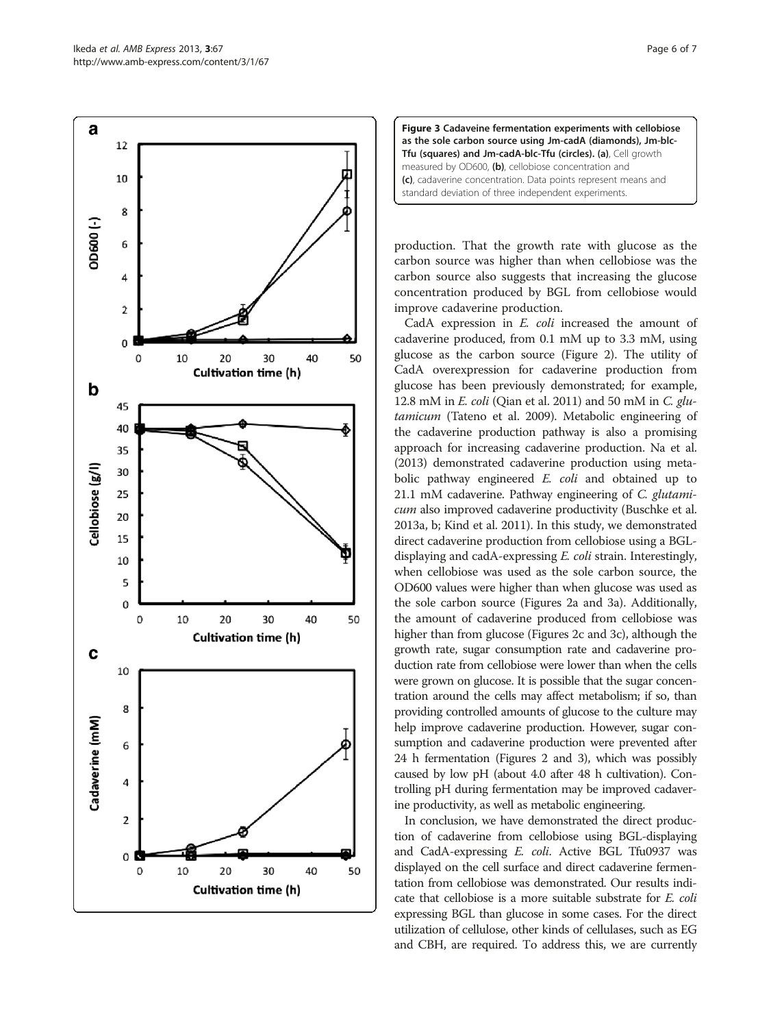**Figure 3 Cadaveine fermentation experiments with cellobiose as the sole carbon source using Jm-cadA (diamonds), Jm-blc-Tfu (squares) and Jm-cadA-blc-Tfu (circles). (a)**, Cell growth measured by OD600, **(b)**, cellobiose concentration and **(c)**, cadaverine concentration. Data points represent means and standard deviation of three independent experiments.

production. That the growth rate with glucose as the carbon source was higher than when cellobiose was the carbon source also suggests that increasing the glucose concentration produced by BGL from cellobiose would improve cadaverine production.

CadA expression in *E. coli* increased the amount of cadaverine produced, from 0.1 mM up to 3.3 mM, using glucose as the carbon source (Figure 2). The utility of CadA overexpression for cadaverine production from glucose has been previously demonstrated; for example, 12.8 mM in *E. coli* (Qian et al. 2011) and 50 mM in *C. glutamicum* (Tateno et al. 2009). Metabolic engineering of the cadaverine production pathway is also a promising approach for increasing cadaverine production. Na et al. (2013) demonstrated cadaverine production using metabolic pathway engineered *E. coli* and obtained up to 21.1 mM cadaverine. Pathway engineering of *C. glutamicum* also improved cadaverine productivity (Buschke et al. 2013a, b; Kind et al. 2011). In this study, we demonstrated direct cadaverine production from cellobiose using a BGL-displaying and cadA-expressing *E. coli* strain. Interestingly, when cellobiose was used as the sole carbon source, the OD600 values were higher than when glucose was used as the sole carbon source (Figures 2a and 3a). Additionally, the amount of cadaverine produced from cellobiose was higher than from glucose (Figures 2c and 3c), although the growth rate, sugar consumption rate and cadaverine production rate from cellobiose were lower than when the cells were grown on glucose. It is possible that the sugar concentration around the cells may affect metabolism; if so, than providing controlled amounts of glucose to the culture may help improve cadaverine production. However, sugar consumption and cadaverine production were prevented after 24 h fermentation (Figures 2 and 3), which was possibly caused by low pH (about 4.0 after 48 h cultivation). Controlling pH during fermentation may be improved cadaverine productivity, as well as metabolic engineering.

In conclusion, we have demonstrated the direct production of cadaverine from cellobiose using BGL-displaying and CadA-expressing *E. coli*. Active BGL Tfu0937 was displayed on the cell surface and direct cadaverine fermentation from cellobiose was demonstrated. Our results indicate that cellobiose is a more suitable substrate for *E. coli* expressing BGL than glucose in some cases. For the direct utilization of cellulose, other kinds of cellulases, such as EG and CBH, are required. To address this, we are currently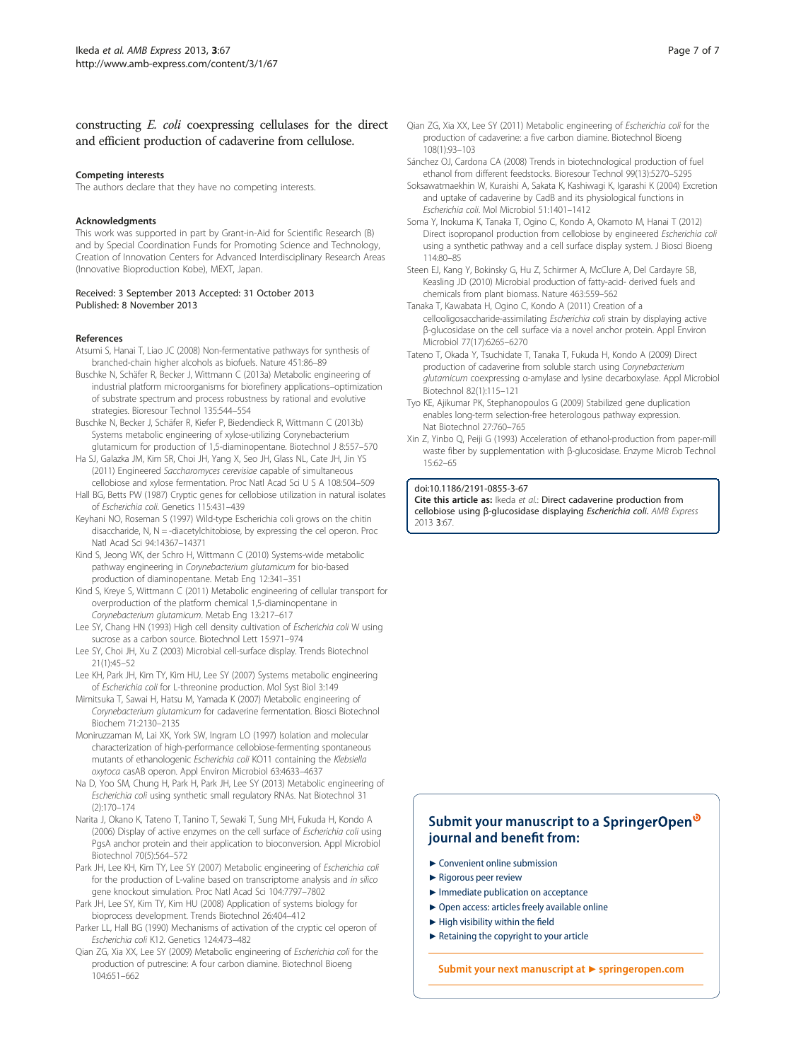constructing *E. coli* coexpressing cellulases for the direct and efficient production of cadaverine from cellulose.

#### Competing interests

The authors declare that they have no competing interests.

#### Acknowledgments

This work was supported in part by Grant-in-Aid for Scientific Research (B) and by Special Coordination Funds for Promoting Science and Technology, Creation of Innovation Centers for Advanced Interdisciplinary Research Areas (Innovative Bioproduction Kobe), MEXT, Japan.

Received: 3 September 2013 Accepted: 31 October 2013
Published: 8 November 2013

#### References

Atsumi S, Hanai T, Liao JC (2008) Non-fermentative pathways for synthesis of branched-chain higher alcohols as biofuels. Nature 451:86–89

Buschke N, Schäfer R, Becker J, Wittmann C (2013a) Metabolic engineering of industrial platform microorganisms for biorefinery applications–optimization of substrate spectrum and process robustness by rational and evolutive strategies. Bioresour Technol 135:544–554

Buschke N, Becker J, Schäfer R, Kiefer P, Biedendieck R, Wittmann C (2013b) Systems metabolic engineering of xylose-utilizing Corynebacterium glutamicum for production of 1,5-diaminopentane. Biotechnol J 8:557–570

Ha SJ, Galazka JM, Kim SR, Choi JH, Yang X, Seo JH, Glass NL, Cate JH, Jin YS (2011) Engineered *Saccharomyces cerevisiae* capable of simultaneous cellobiose and xylose fermentation. Proc Natl Acad Sci U S A 108:504–509

Hall BG, Betts PW (1987) Cryptic genes for cellobiose utilization in natural isolates of *Escherichia coli*. Genetics 115:431–439

Keyhani NO, Roseman S (1997) Wild-type Escherichia coli grows on the chitin disaccharide, N, N = -diacetylchitobiose, by expressing the cel operon. Proc Natl Acad Sci 94:14367–14371

Kind S, Jeong WK, der Schro H, Wittmann C (2010) Systems-wide metabolic pathway engineering in *Corynebacterium glutamicum* for bio-based production of diaminopentane. Metab Eng 12:341–351

Kind S, Kreye S, Wittmann C (2011) Metabolic engineering of cellular transport for overproduction of the platform chemical 1,5-diaminopentane in *Corynebacterium glutamicum*. Metab Eng 13:217–617

Lee SY, Chang HN (1993) High cell density cultivation of *Escherichia coli* W using sucrose as a carbon source. Biotechnol Lett 15:971–974

Lee SY, Choi JH, Xu Z (2003) Microbial cell-surface display. Trends Biotechnol 21(1):45–52

Lee KH, Park JH, Kim TY, Kim HU, Lee SY (2007) Systems metabolic engineering of *Escherichia coli* for L-threonine production. Mol Syst Biol 3:149

Mimitsuka T, Sawai H, Hatsu M, Yamada K (2007) Metabolic engineering of *Corynebacterium glutamicum* for cadaverine fermentation. Biosci Biotechnol Biochem 71:2130–2135

Moniruzzaman M, Lai XK, York SW, Ingram LO (1997) Isolation and molecular characterization of high-performance cellobiose-fermenting spontaneous mutants of ethanologenic *Escherichia coli* KO11 containing the *Klebsiella oxytoca* casAB operon. Appl Environ Microbiol 63:4633–4637

Na D, Yoo SM, Chung H, Park H, Park JH, Lee SY (2013) Metabolic engineering of *Escherichia coli* using synthetic small regulatory RNAs. Nat Biotechnol 31 (2):170–174

Narita J, Okano K, Tateno T, Tanino T, Sewaki T, Sung MH, Fukuda H, Kondo A (2006) Display of active enzymes on the cell surface of *Escherichia coli* using PgsA anchor protein and their application to bioconversion. Appl Microbiol Biotechnol 70(5):564–572

Park JH, Lee KH, Kim TY, Lee SY (2007) Metabolic engineering of *Escherichia coli* for the production of L-valine based on transcriptome analysis and *in silico* gene knockout simulation. Proc Natl Acad Sci 104:7797–7802

Park JH, Lee SY, Kim TY, Kim HU (2008) Application of systems biology for bioprocess development. Trends Biotechnol 26:404–412

Parker LL, Hall BG (1990) Mechanisms of activation of the cryptic cel operon of *Escherichia coli* K12. Genetics 124:473–482

Qian ZG, Xia XX, Lee SY (2009) Metabolic engineering of *Escherichia coli* for the production of putrescine: A four carbon diamine. Biotechnol Bioeng 104:651–662

Qian ZG, Xia XX, Lee SY (2011) Metabolic engineering of *Escherichia coli* for the production of cadaverine: a five carbon diamine. Biotechnol Bioeng 108(1):93–103

Sánchez OJ, Cardona CA (2008) Trends in biotechnological production of fuel ethanol from different feedstocks. Bioresour Technol 99(13):5270–5295

Soksawatmaekhin W, Kuraishi A, Sakata K, Kashiwagi K, Igarashi K (2004) Excretion and uptake of cadaverine by CadB and its physiological functions in *Escherichia coli*. Mol Microbiol 51:1401–1412

Soma Y, Inokuma K, Tanaka T, Ogino C, Kondo A, Okamoto M, Hanai T (2012) Direct isopropanol production from cellobiose by engineered *Escherichia coli* using a synthetic pathway and a cell surface display system. J Biosci Bioeng 114:80–85

Steen EJ, Kang Y, Bokinsky G, Hu Z, Schirmer A, McClure A, Del Cardayre SB, Keasling JD (2010) Microbial production of fatty-acid- derived fuels and chemicals from plant biomass. Nature 463:559–562

Tanaka T, Kawabata H, Ogino C, Kondo A (2011) Creation of a cellooligosaccharide-assimilating *Escherichia coli* strain by displaying active β-glucosidase on the cell surface via a novel anchor protein. Appl Environ Microbiol 77(17):6265–6270

Tateno T, Okada Y, Tsuchidate T, Tanaka T, Fukuda H, Kondo A (2009) Direct production of cadaverine from soluble starch using *Corynebacterium glutamicum* coexpressing α-amylase and lysine decarboxylase. Appl Microbiol Biotechnol 82(1):115–121

Tyo KE, Ajikumar PK, Stephanopoulos G (2009) Stabilized gene duplication enables long-term selection-free heterologous pathway expression. Nat Biotechnol 27:760–765

Xin Z, Yinbo Q, Peiji G (1993) Acceleration of ethanol-production from paper-mill waste fiber by supplementation with β-glucosidase. Enzyme Microb Technol 15:62–65

doi:10.1186/2191-0855-3-67
**Cite this article as:** Ikeda *et al.*: Direct cadaverine production from cellobiose using β-glucosidase displaying *Escherichia coli*. *AMB Express* 2013 **3**:67.